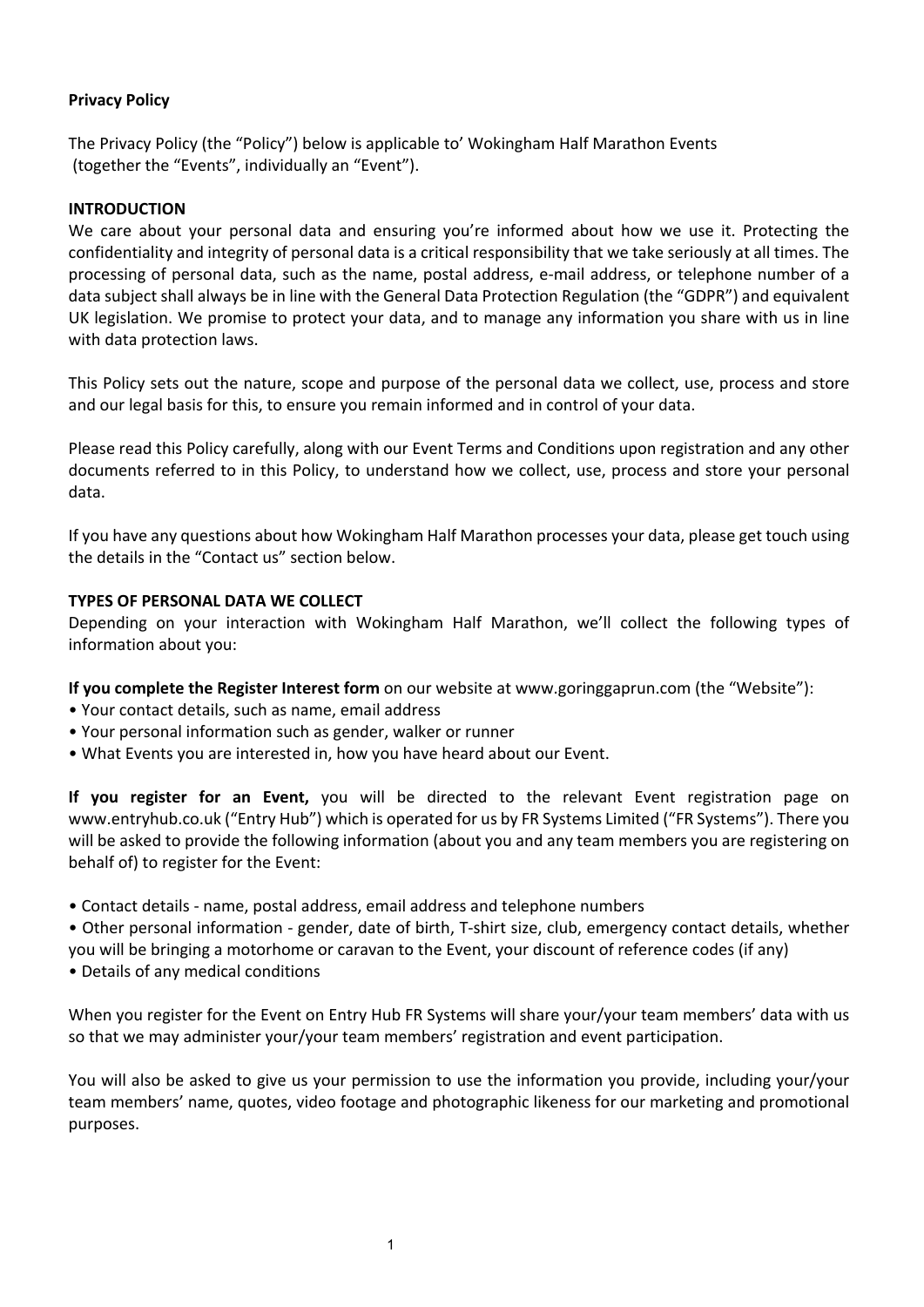**Privacy Policy**

The Privacy Policy (the "Policy") below is applicable to' Wokingham Half Marathon Events (together the "Events", individually an "Event").

**INTRODUCTION**

We care about your personal data and ensuring you're informed about how we use it. Protecting the confidentiality and integrity of personal data is a critical responsibility that we take seriously at all times. The processing of personal data, such as the name, postal address, e-mail address, or telephone number of a data subject shall always be in line with the General Data Protection Regulation (the "GDPR") and equivalent UK legislation. We promise to protect your data, and to manage any information you share with us in line with data protection laws.

This Policy sets out the nature, scope and purpose of the personal data we collect, use, process and store and our legal basis for this, to ensure you remain informed and in control of your data.

Please read this Policy carefully, along with our Event Terms and Conditions upon registration and any other documents referred to in this Policy, to understand how we collect, use, process and store your personal data.

If you have any questions about how Wokingham Half Marathon processes your data, please get touch using the details in the "Contact us" section below.

**TYPES OF PERSONAL DATA WE COLLECT**

Depending on your interaction with Wokingham Half Marathon, we'll collect the following types of information about you:

**If you complete the Register Interest form** on our website at www.goringgaprun.com (the "Website"):

- Your contact details, such as name, email address
- Your personal information such as gender, walker or runner
- What Events you are interested in, how you have heard about our Event.

**If you register for an Event,** you will be directed to the relevant Event registration page on www.entryhub.co.uk ("Entry Hub") which is operated for us by FR Systems Limited ("FR Systems"). There you will be asked to provide the following information (about you and any team members you are registering on behalf of) to register for the Event:

- Contact details - name, postal address, email address and telephone numbers
- Other personal information - gender, date of birth, T-shirt size, club, emergency contact details, whether you will be bringing a motorhome or caravan to the Event, your discount of reference codes (if any)
- Details of any medical conditions

When you register for the Event on Entry Hub FR Systems will share your/your team members' data with us so that we may administer your/your team members' registration and event participation.

You will also be asked to give us your permission to use the information you provide, including your/your team members' name, quotes, video footage and photographic likeness for our marketing and promotional purposes.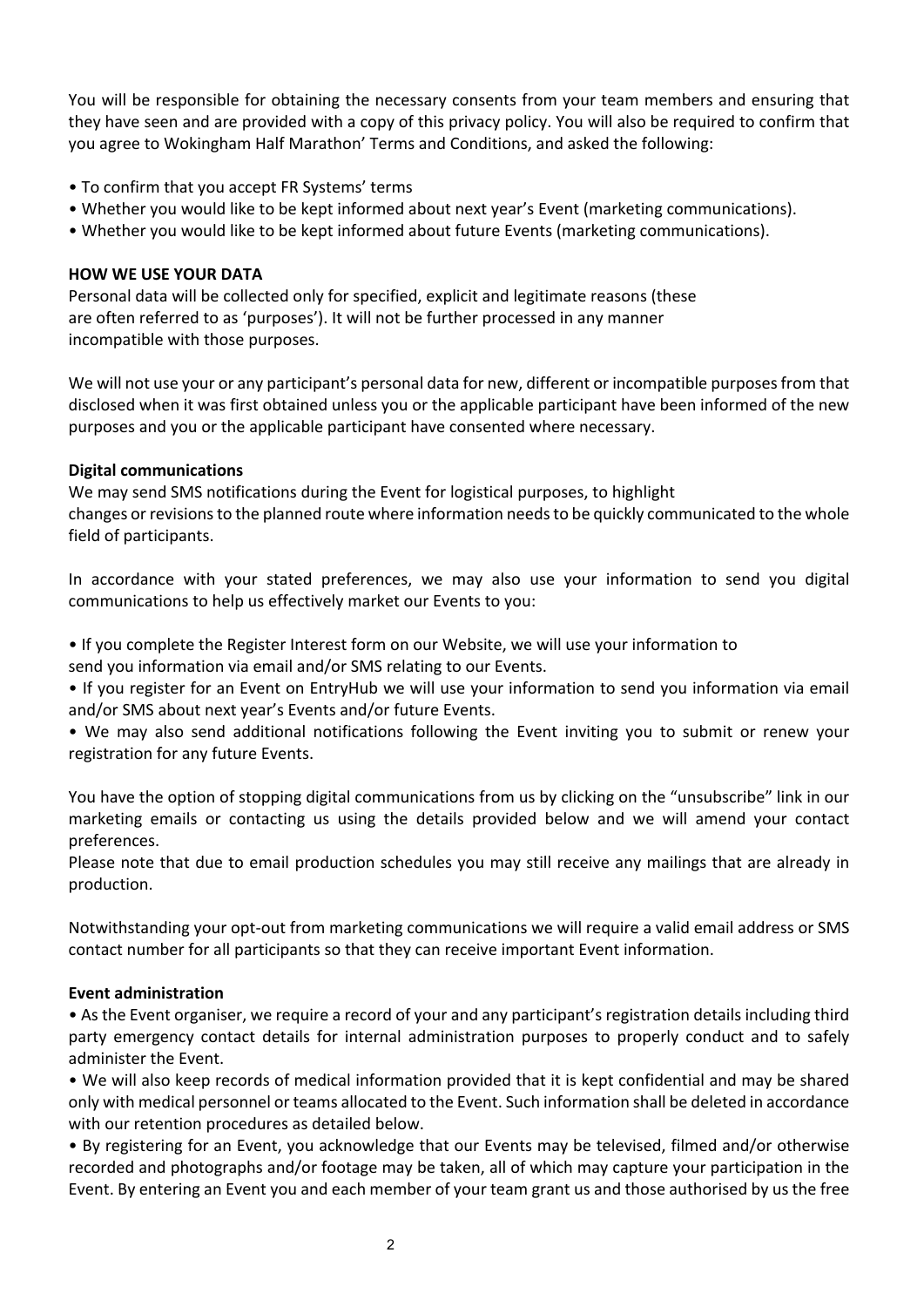You will be responsible for obtaining the necessary consents from your team members and ensuring that they have seen and are provided with a copy of this privacy policy. You will also be required to confirm that you agree to Wokingham Half Marathon' Terms and Conditions, and asked the following:

- To confirm that you accept FR Systems' terms
- Whether you would like to be kept informed about next year's Event (marketing communications).
- Whether you would like to be kept informed about future Events (marketing communications).

**HOW WE USE YOUR DATA**

Personal data will be collected only for specified, explicit and legitimate reasons (these are often referred to as 'purposes'). It will not be further processed in any manner incompatible with those purposes.

We will not use your or any participant's personal data for new, different or incompatible purposes from that disclosed when it was first obtained unless you or the applicable participant have been informed of the new purposes and you or the applicable participant have consented where necessary.

**Digital communications**

We may send SMS notifications during the Event for logistical purposes, to highlight changes or revisions to the planned route where information needs to be quickly communicated to the whole field of participants.

In accordance with your stated preferences, we may also use your information to send you digital communications to help us effectively market our Events to you:

- If you complete the Register Interest form on our Website, we will use your information to send you information via email and/or SMS relating to our Events.
- If you register for an Event on EntryHub we will use your information to send you information via email and/or SMS about next year's Events and/or future Events.
- We may also send additional notifications following the Event inviting you to submit or renew your registration for any future Events.

You have the option of stopping digital communications from us by clicking on the "unsubscribe" link in our marketing emails or contacting us using the details provided below and we will amend your contact preferences.
Please note that due to email production schedules you may still receive any mailings that are already in production.

Notwithstanding your opt-out from marketing communications we will require a valid email address or SMS contact number for all participants so that they can receive important Event information.

**Event administration**

- As the Event organiser, we require a record of your and any participant's registration details including third party emergency contact details for internal administration purposes to properly conduct and to safely administer the Event.
- We will also keep records of medical information provided that it is kept confidential and may be shared only with medical personnel or teams allocated to the Event. Such information shall be deleted in accordance with our retention procedures as detailed below.
- By registering for an Event, you acknowledge that our Events may be televised, filmed and/or otherwise recorded and photographs and/or footage may be taken, all of which may capture your participation in the Event. By entering an Event you and each member of your team grant us and those authorised by us the free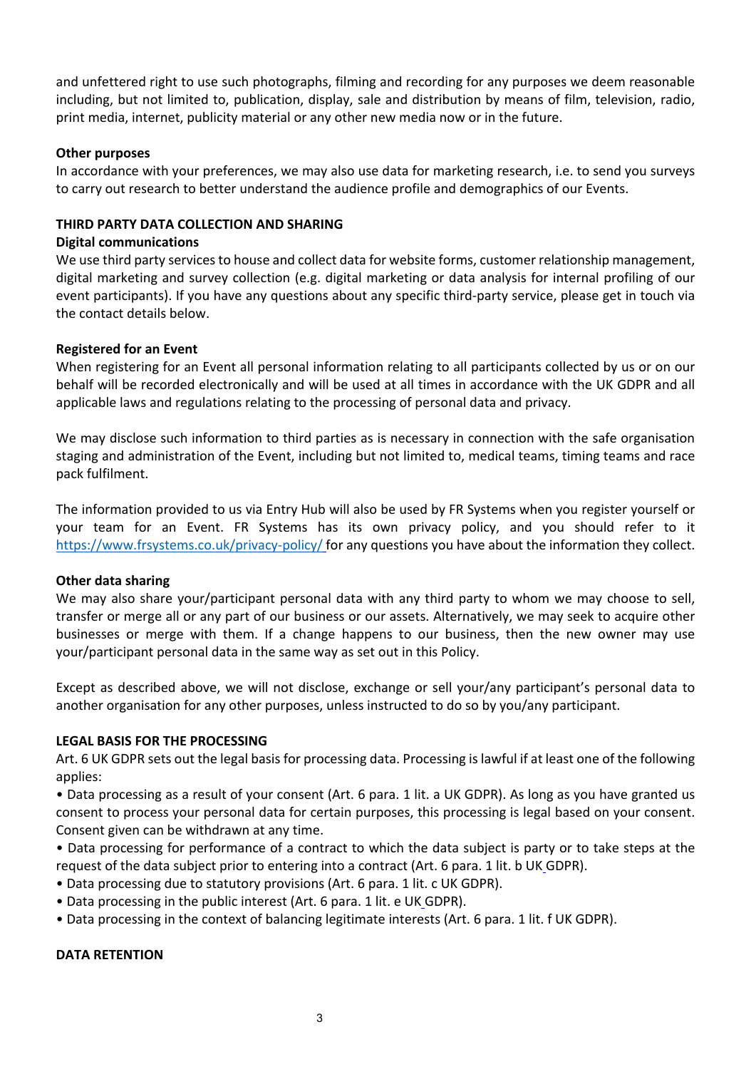and unfettered right to use such photographs, filming and recording for any purposes we deem reasonable including, but not limited to, publication, display, sale and distribution by means of film, television, radio, print media, internet, publicity material or any other new media now or in the future.

**Other purposes**

In accordance with your preferences, we may also use data for marketing research, i.e. to send you surveys to carry out research to better understand the audience profile and demographics of our Events.

**THIRD PARTY DATA COLLECTION AND SHARING**

**Digital communications**

We use third party services to house and collect data for website forms, customer relationship management, digital marketing and survey collection (e.g. digital marketing or data analysis for internal profiling of our event participants). If you have any questions about any specific third-party service, please get in touch via the contact details below.

**Registered for an Event**

When registering for an Event all personal information relating to all participants collected by us or on our behalf will be recorded electronically and will be used at all times in accordance with the UK GDPR and all applicable laws and regulations relating to the processing of personal data and privacy.

We may disclose such information to third parties as is necessary in connection with the safe organisation staging and administration of the Event, including but not limited to, medical teams, timing teams and race pack fulfilment.

The information provided to us via Entry Hub will also be used by FR Systems when you register yourself or your team for an Event. FR Systems has its own privacy policy, and you should refer to it https://www.frsystems.co.uk/privacy-policy/ for any questions you have about the information they collect.

**Other data sharing**

We may also share your/participant personal data with any third party to whom we may choose to sell, transfer or merge all or any part of our business or our assets. Alternatively, we may seek to acquire other businesses or merge with them. If a change happens to our business, then the new owner may use your/participant personal data in the same way as set out in this Policy.

Except as described above, we will not disclose, exchange or sell your/any participant's personal data to another organisation for any other purposes, unless instructed to do so by you/any participant.

**LEGAL BASIS FOR THE PROCESSING**

Art. 6 UK GDPR sets out the legal basis for processing data. Processing is lawful if at least one of the following applies:

- Data processing as a result of your consent (Art. 6 para. 1 lit. a UK GDPR). As long as you have granted us consent to process your personal data for certain purposes, this processing is legal based on your consent. Consent given can be withdrawn at any time.
- Data processing for performance of a contract to which the data subject is party or to take steps at the request of the data subject prior to entering into a contract (Art. 6 para. 1 lit. b UK GDPR).
- Data processing due to statutory provisions (Art. 6 para. 1 lit. c UK GDPR).
- Data processing in the public interest (Art. 6 para. 1 lit. e UK GDPR).
- Data processing in the context of balancing legitimate interests (Art. 6 para. 1 lit. f UK GDPR).

**DATA RETENTION**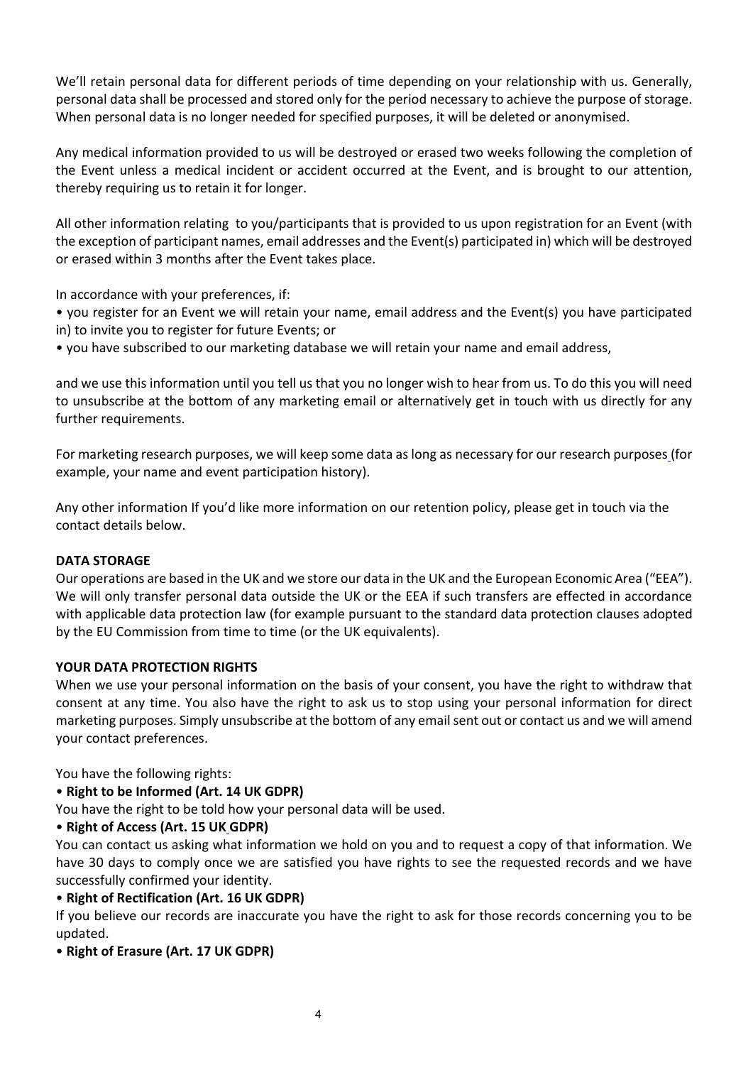We'll retain personal data for different periods of time depending on your relationship with us. Generally, personal data shall be processed and stored only for the period necessary to achieve the purpose of storage. When personal data is no longer needed for specified purposes, it will be deleted or anonymised.

Any medical information provided to us will be destroyed or erased two weeks following the completion of the Event unless a medical incident or accident occurred at the Event, and is brought to our attention, thereby requiring us to retain it for longer.

All other information relating to you/participants that is provided to us upon registration for an Event (with the exception of participant names, email addresses and the Event(s) participated in) which will be destroyed or erased within 3 months after the Event takes place.

In accordance with your preferences, if:

- you register for an Event we will retain your name, email address and the Event(s) you have participated in) to invite you to register for future Events; or
- you have subscribed to our marketing database we will retain your name and email address,

and we use this information until you tell us that you no longer wish to hear from us. To do this you will need to unsubscribe at the bottom of any marketing email or alternatively get in touch with us directly for any further requirements.

For marketing research purposes, we will keep some data as long as necessary for our research purposes (for example, your name and event participation history).

Any other information If you'd like more information on our retention policy, please get in touch via the contact details below.

**DATA STORAGE**

Our operations are based in the UK and we store our data in the UK and the European Economic Area ("EEA"). We will only transfer personal data outside the UK or the EEA if such transfers are effected in accordance with applicable data protection law (for example pursuant to the standard data protection clauses adopted by the EU Commission from time to time (or the UK equivalents).

**YOUR DATA PROTECTION RIGHTS**

When we use your personal information on the basis of your consent, you have the right to withdraw that consent at any time. You also have the right to ask us to stop using your personal information for direct marketing purposes. Simply unsubscribe at the bottom of any email sent out or contact us and we will amend your contact preferences.

You have the following rights:

- **Right to be Informed (Art. 14 UK GDPR)**

You have the right to be told how your personal data will be used.

- **Right of Access (Art. 15 UK GDPR)**

You can contact us asking what information we hold on you and to request a copy of that information. We have 30 days to comply once we are satisfied you have rights to see the requested records and we have successfully confirmed your identity.

- **Right of Rectification (Art. 16 UK GDPR)**

If you believe our records are inaccurate you have the right to ask for those records concerning you to be updated.

- **Right of Erasure (Art. 17 UK GDPR)**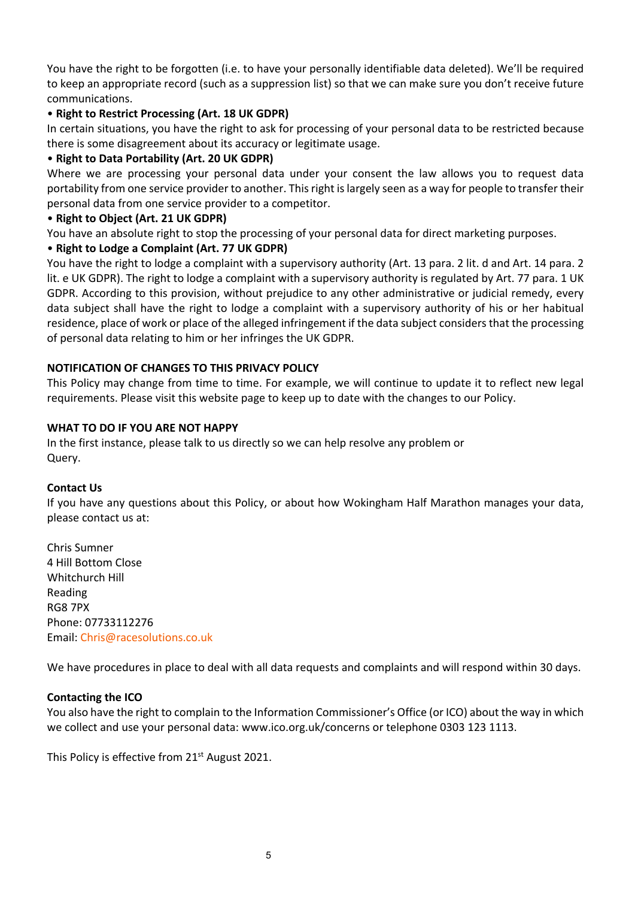You have the right to be forgotten (i.e. to have your personally identifiable data deleted). We'll be required to keep an appropriate record (such as a suppression list) so that we can make sure you don't receive future communications.

• **Right to Restrict Processing (Art. 18 UK GDPR)**

In certain situations, you have the right to ask for processing of your personal data to be restricted because there is some disagreement about its accuracy or legitimate usage.

• **Right to Data Portability (Art. 20 UK GDPR)**

Where we are processing your personal data under your consent the law allows you to request data portability from one service provider to another. This right is largely seen as a way for people to transfer their personal data from one service provider to a competitor.

• **Right to Object (Art. 21 UK GDPR)**

You have an absolute right to stop the processing of your personal data for direct marketing purposes.

• **Right to Lodge a Complaint (Art. 77 UK GDPR)**

You have the right to lodge a complaint with a supervisory authority (Art. 13 para. 2 lit. d and Art. 14 para. 2 lit. e UK GDPR). The right to lodge a complaint with a supervisory authority is regulated by Art. 77 para. 1 UK GDPR. According to this provision, without prejudice to any other administrative or judicial remedy, every data subject shall have the right to lodge a complaint with a supervisory authority of his or her habitual residence, place of work or place of the alleged infringement if the data subject considers that the processing of personal data relating to him or her infringes the UK GDPR.

**NOTIFICATION OF CHANGES TO THIS PRIVACY POLICY**

This Policy may change from time to time. For example, we will continue to update it to reflect new legal requirements. Please visit this website page to keep up to date with the changes to our Policy.

**WHAT TO DO IF YOU ARE NOT HAPPY**

In the first instance, please talk to us directly so we can help resolve any problem or
Query.

**Contact Us**

If you have any questions about this Policy, or about how Wokingham Half Marathon manages your data, please contact us at:

Chris Sumner
4 Hill Bottom Close
Whitchurch Hill
Reading
RG8 7PX
Phone: 07733112276
Email: Chris@racesolutions.co.uk

We have procedures in place to deal with all data requests and complaints and will respond within 30 days.

**Contacting the ICO**

You also have the right to complain to the Information Commissioner's Office (or ICO) about the way in which we collect and use your personal data: www.ico.org.uk/concerns or telephone 0303 123 1113.

This Policy is effective from 21st August 2021.